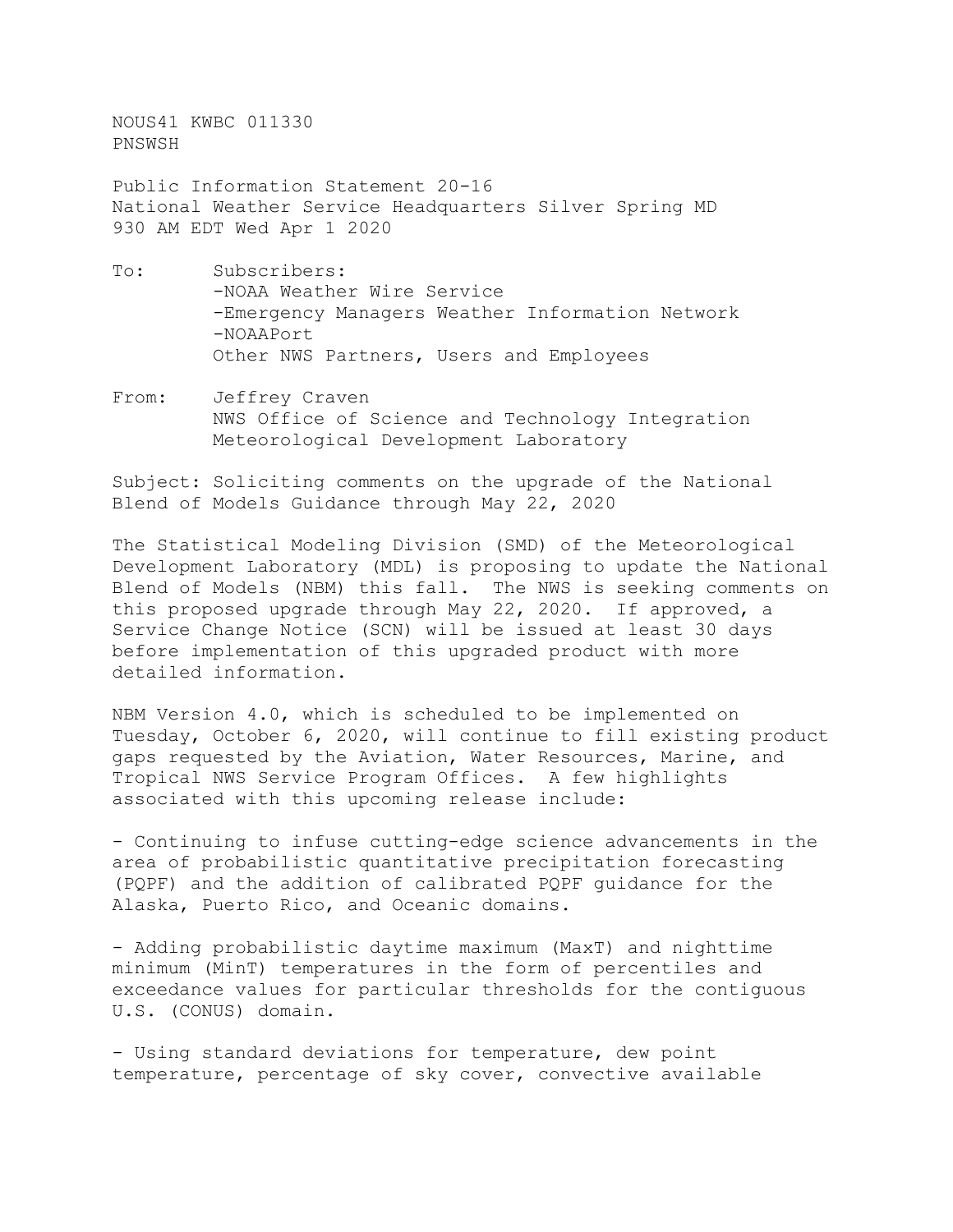NOUS41 KWBC 011330
PNSWSH

Public Information Statement 20-16
National Weather Service Headquarters Silver Spring MD
930 AM EDT Wed Apr 1 2020

To: Subscribers:
-NOAA Weather Wire Service
-Emergency Managers Weather Information Network
-NOAAPort
Other NWS Partners, Users and Employees

From: Jeffrey Craven
NWS Office of Science and Technology Integration
Meteorological Development Laboratory

Subject: Soliciting comments on the upgrade of the National Blend of Models Guidance through May 22, 2020

The Statistical Modeling Division (SMD) of the Meteorological Development Laboratory (MDL) is proposing to update the National Blend of Models (NBM) this fall. The NWS is seeking comments on this proposed upgrade through May 22, 2020. If approved, a Service Change Notice (SCN) will be issued at least 30 days before implementation of this upgraded product with more detailed information.

NBM Version 4.0, which is scheduled to be implemented on Tuesday, October 6, 2020, will continue to fill existing product gaps requested by the Aviation, Water Resources, Marine, and Tropical NWS Service Program Offices. A few highlights associated with this upcoming release include:

- Continuing to infuse cutting-edge science advancements in the area of probabilistic quantitative precipitation forecasting (PQPF) and the addition of calibrated PQPF guidance for the Alaska, Puerto Rico, and Oceanic domains.

- Adding probabilistic daytime maximum (MaxT) and nighttime minimum (MinT) temperatures in the form of percentiles and exceedance values for particular thresholds for the contiguous U.S. (CONUS) domain.

- Using standard deviations for temperature, dew point temperature, percentage of sky cover, convective available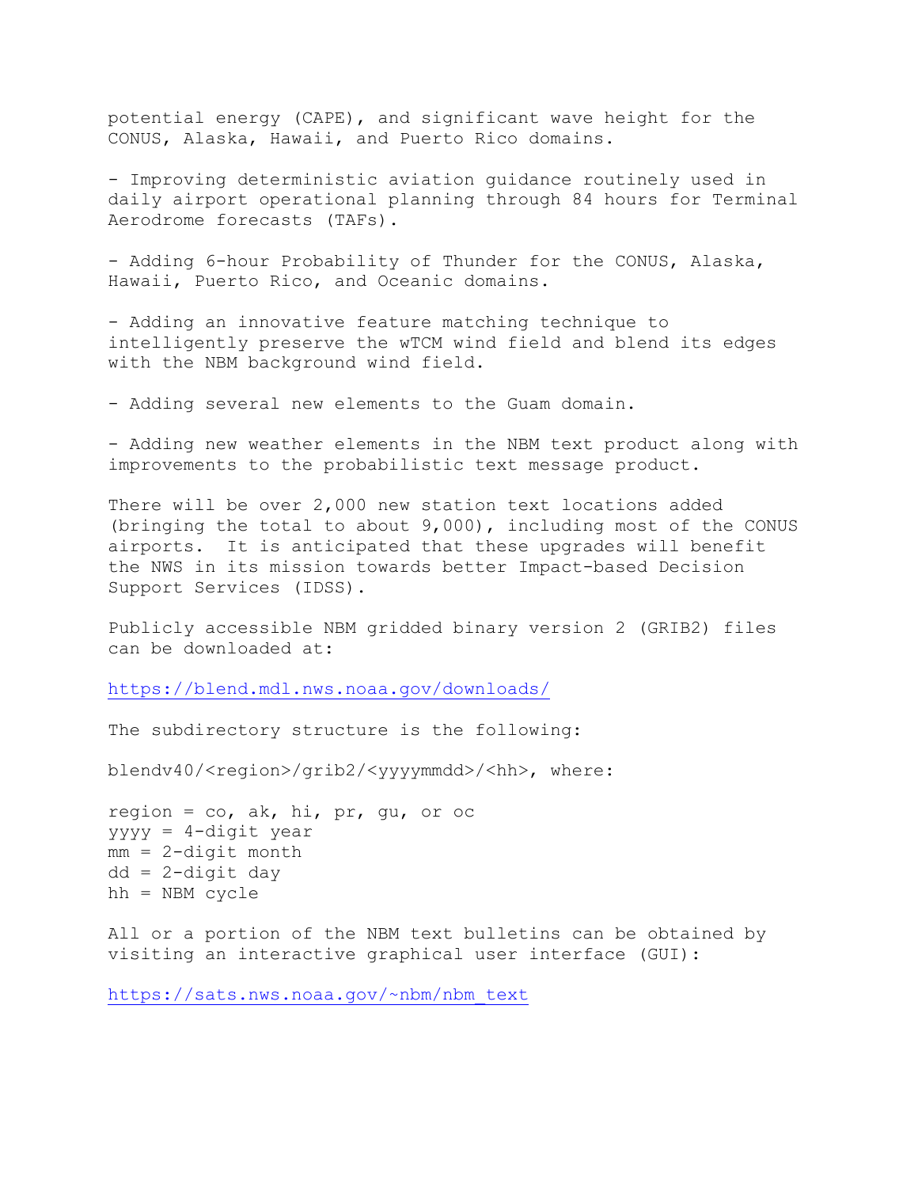potential energy (CAPE), and significant wave height for the CONUS, Alaska, Hawaii, and Puerto Rico domains.

- Improving deterministic aviation guidance routinely used in daily airport operational planning through 84 hours for Terminal Aerodrome forecasts (TAFs).

- Adding 6-hour Probability of Thunder for the CONUS, Alaska, Hawaii, Puerto Rico, and Oceanic domains.

- Adding an innovative feature matching technique to intelligently preserve the wTCM wind field and blend its edges with the NBM background wind field.

- Adding several new elements to the Guam domain.

- Adding new weather elements in the NBM text product along with improvements to the probabilistic text message product.

There will be over 2,000 new station text locations added (bringing the total to about 9,000), including most of the CONUS airports. It is anticipated that these upgrades will benefit the NWS in its mission towards better Impact-based Decision Support Services (IDSS).

Publicly accessible NBM gridded binary version 2 (GRIB2) files can be downloaded at:

https://blend.mdl.nws.noaa.gov/downloads/

The subdirectory structure is the following:

blendv40/<region>/grib2/<yyyymmdd>/<hh>, where:

```
region = co, ak, hi, pr, gu, or oc
yyyy = 4-digit year
mm = 2-digit month
dd = 2-digit day
hh = NBM cycle
```

All or a portion of the NBM text bulletins can be obtained by visiting an interactive graphical user interface (GUI):

https://sats.nws.noaa.gov/~nbm/nbm_text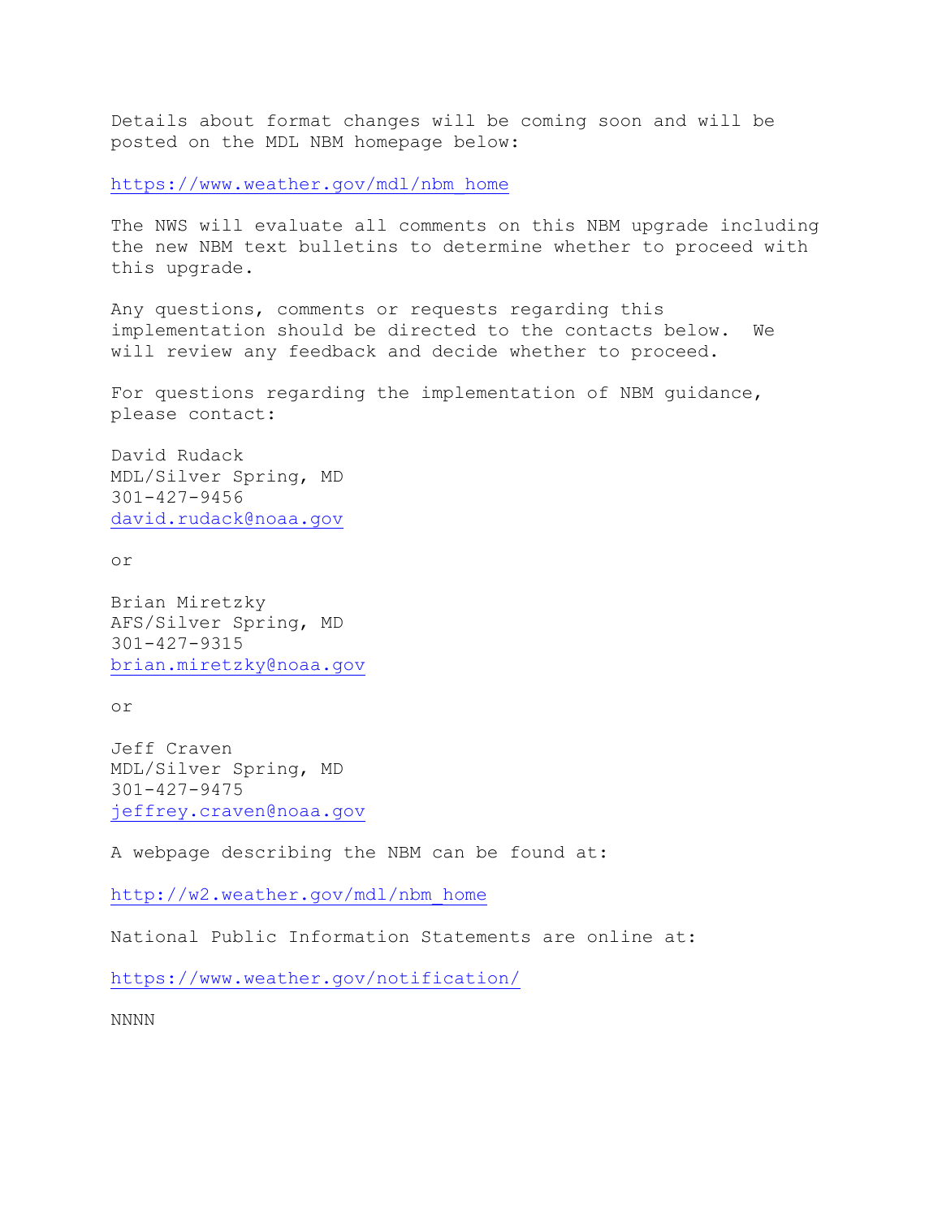Details about format changes will be coming soon and will be posted on the MDL NBM homepage below:

https://www.weather.gov/mdl/nbm_home

The NWS will evaluate all comments on this NBM upgrade including the new NBM text bulletins to determine whether to proceed with this upgrade.

Any questions, comments or requests regarding this implementation should be directed to the contacts below. We will review any feedback and decide whether to proceed.

For questions regarding the implementation of NBM guidance, please contact:

David Rudack
MDL/Silver Spring, MD
301-427-9456
david.rudack@noaa.gov

or

Brian Miretzky
AFS/Silver Spring, MD
301-427-9315
brian.miretzky@noaa.gov

or

Jeff Craven
MDL/Silver Spring, MD
301-427-9475
jeffrey.craven@noaa.gov

A webpage describing the NBM can be found at:

http://w2.weather.gov/mdl/nbm_home

National Public Information Statements are online at:

https://www.weather.gov/notification/

NNNN